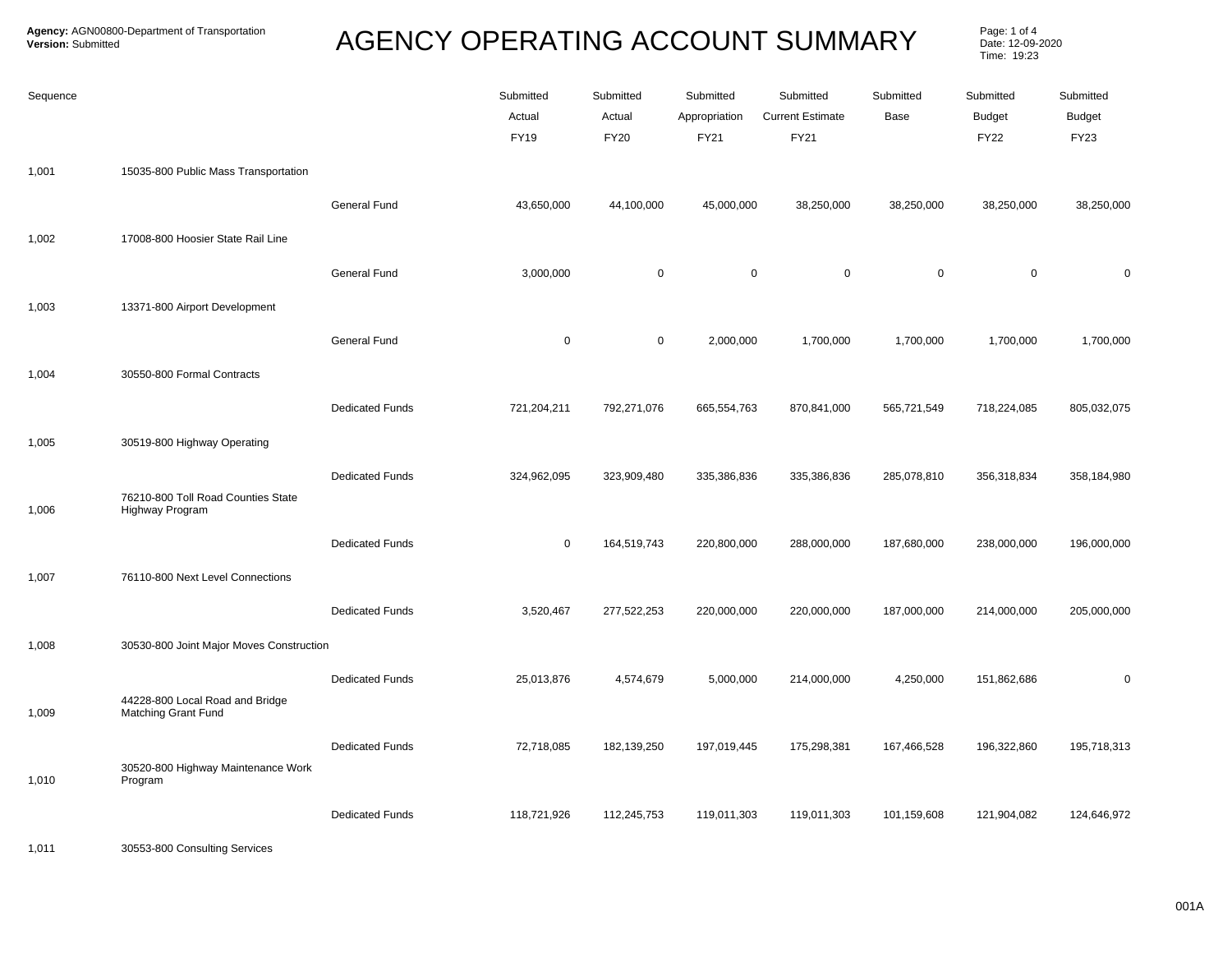**Agency:** AGN00800-Department of Transportation
**Version:** Submitted

# AGENCY OPERATING ACCOUNT SUMMARY

Date: 12-09-2020
Time: 19:23

| Sequence | | | Submitted Actual FY19 | Submitted Actual FY20 | Submitted Appropriation FY21 | Submitted Current Estimate FY21 | Submitted Base | Submitted Budget FY22 | Submitted Budget FY23 |
|---|---|---|---|---|---|---|---|---|---|
| 1,001 | 15035-800 Public Mass Transportation | | | | | | | | |
| | | General Fund | 43,650,000 | 44,100,000 | 45,000,000 | 38,250,000 | 38,250,000 | 38,250,000 | 38,250,000 |
| 1,002 | 17008-800 Hoosier State Rail Line | | | | | | | | |
| | | General Fund | 3,000,000 | 0 | 0 | 0 | 0 | 0 | 0 |
| 1,003 | 13371-800 Airport Development | | | | | | | | |
| | | General Fund | 0 | 0 | 2,000,000 | 1,700,000 | 1,700,000 | 1,700,000 | 1,700,000 |
| 1,004 | 30550-800 Formal Contracts | | | | | | | | |
| | | Dedicated Funds | 721,204,211 | 792,271,076 | 665,554,763 | 870,841,000 | 565,721,549 | 718,224,085 | 805,032,075 |
| 1,005 | 30519-800 Highway Operating | | | | | | | | |
| | | Dedicated Funds | 324,962,095 | 323,909,480 | 335,386,836 | 335,386,836 | 285,078,810 | 356,318,834 | 358,184,980 |
| 1,006 | 76210-800 Toll Road Counties State Highway Program | | | | | | | | |
| | | Dedicated Funds | 0 | 164,519,743 | 220,800,000 | 288,000,000 | 187,680,000 | 238,000,000 | 196,000,000 |
| 1,007 | 76110-800 Next Level Connections | | | | | | | | |
| | | Dedicated Funds | 3,520,467 | 277,522,253 | 220,000,000 | 220,000,000 | 187,000,000 | 214,000,000 | 205,000,000 |
| 1,008 | 30530-800 Joint Major Moves Construction | | | | | | | | |
| | | Dedicated Funds | 25,013,876 | 4,574,679 | 5,000,000 | 214,000,000 | 4,250,000 | 151,862,686 | 0 |
| 1,009 | 44228-800 Local Road and Bridge Matching Grant Fund | | | | | | | | |
| | | Dedicated Funds | 72,718,085 | 182,139,250 | 197,019,445 | 175,298,381 | 167,466,528 | 196,322,860 | 195,718,313 |
| 1,010 | 30520-800 Highway Maintenance Work Program | | | | | | | | |
| | | Dedicated Funds | 118,721,926 | 112,245,753 | 119,011,303 | 119,011,303 | 101,159,608 | 121,904,082 | 124,646,972 |
| 1,011 | 30553-800 Consulting Services | | | | | | | | |

001A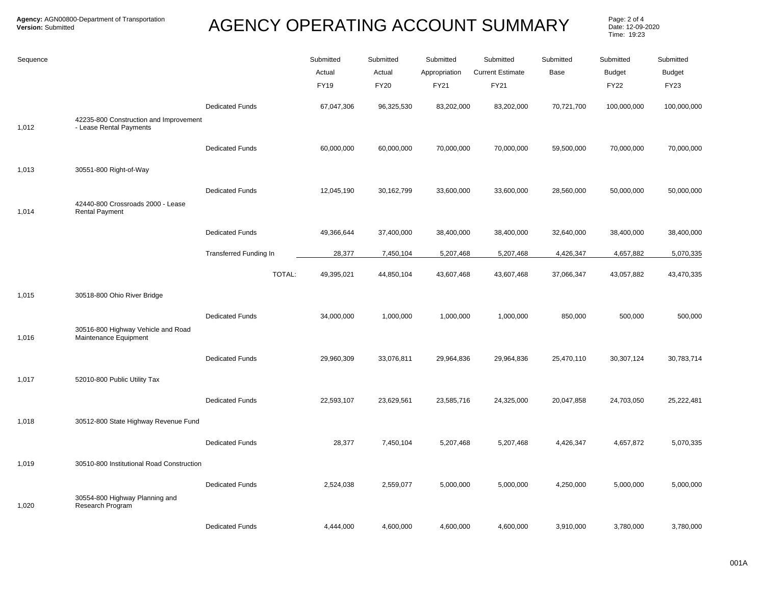**Agency:** AGN00800-Department of Transportation
**Version:** Submitted

# AGENCY OPERATING ACCOUNT SUMMARY

Date: 12-09-2020
Time: 19:23

| Sequence | | | Submitted Actual FY19 | Submitted Actual FY20 | Submitted Appropriation FY21 | Submitted Current Estimate FY21 | Submitted Base | Submitted Budget FY22 | Submitted Budget FY23 |
|---|---|---|---|---|---|---|---|---|---|
| | | Dedicated Funds | 67,047,306 | 96,325,530 | 83,202,000 | 83,202,000 | 70,721,700 | 100,000,000 | 100,000,000 |
| 1,012 | 42235-800 Construction and Improvement - Lease Rental Payments | | | | | | | | |
| | | Dedicated Funds | 60,000,000 | 60,000,000 | 70,000,000 | 70,000,000 | 59,500,000 | 70,000,000 | 70,000,000 |
| 1,013 | 30551-800 Right-of-Way | | | | | | | | |
| | | Dedicated Funds | 12,045,190 | 30,162,799 | 33,600,000 | 33,600,000 | 28,560,000 | 50,000,000 | 50,000,000 |
| 1,014 | 42440-800 Crossroads 2000 - Lease Rental Payment | | | | | | | | |
| | | Dedicated Funds | 49,366,644 | 37,400,000 | 38,400,000 | 38,400,000 | 32,640,000 | 38,400,000 | 38,400,000 |
| | | Transferred Funding In | 28,377 | 7,450,104 | 5,207,468 | 5,207,468 | 4,426,347 | 4,657,882 | 5,070,335 |
| | | TOTAL: | 49,395,021 | 44,850,104 | 43,607,468 | 43,607,468 | 37,066,347 | 43,057,882 | 43,470,335 |
| 1,015 | 30518-800 Ohio River Bridge | | | | | | | | |
| | | Dedicated Funds | 34,000,000 | 1,000,000 | 1,000,000 | 1,000,000 | 850,000 | 500,000 | 500,000 |
| 1,016 | 30516-800 Highway Vehicle and Road Maintenance Equipment | | | | | | | | |
| | | Dedicated Funds | 29,960,309 | 33,076,811 | 29,964,836 | 29,964,836 | 25,470,110 | 30,307,124 | 30,783,714 |
| 1,017 | 52010-800 Public Utility Tax | | | | | | | | |
| | | Dedicated Funds | 22,593,107 | 23,629,561 | 23,585,716 | 24,325,000 | 20,047,858 | 24,703,050 | 25,222,481 |
| 1,018 | 30512-800 State Highway Revenue Fund | | | | | | | | |
| | | Dedicated Funds | 28,377 | 7,450,104 | 5,207,468 | 5,207,468 | 4,426,347 | 4,657,872 | 5,070,335 |
| 1,019 | 30510-800 Institutional Road Construction | | | | | | | | |
| | | Dedicated Funds | 2,524,038 | 2,559,077 | 5,000,000 | 5,000,000 | 4,250,000 | 5,000,000 | 5,000,000 |
| 1,020 | 30554-800 Highway Planning and Research Program | | | | | | | | |
| | | Dedicated Funds | 4,444,000 | 4,600,000 | 4,600,000 | 4,600,000 | 3,910,000 | 3,780,000 | 3,780,000 |

001A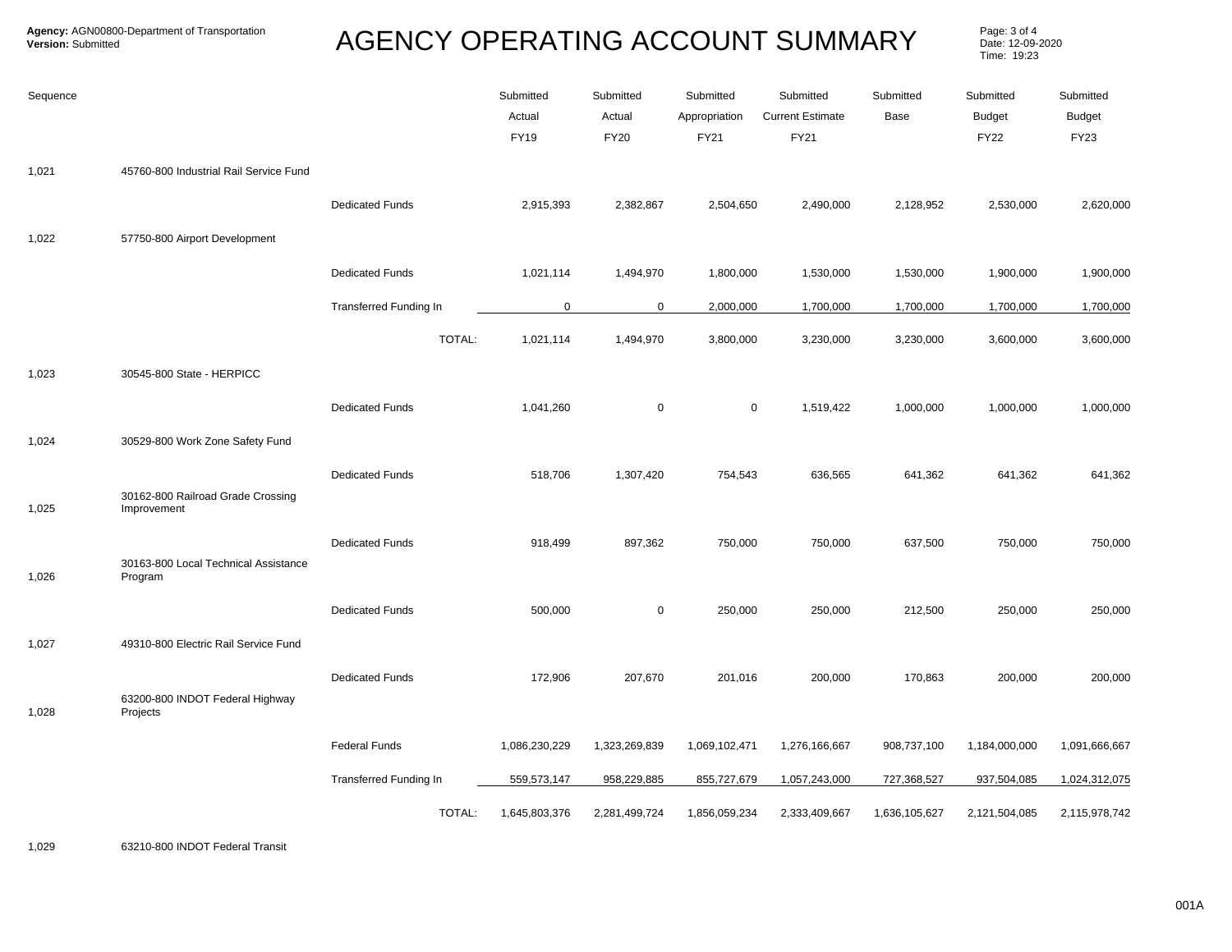**Agency:** AGN00800-Department of Transportation
**Version:** Submitted

# AGENCY OPERATING ACCOUNT SUMMARY

Date: 12-09-2020
Time: 19:23

| Sequence | | | Submitted Actual FY19 | Submitted Actual FY20 | Submitted Appropriation FY21 | Submitted Current Estimate FY21 | Submitted Base | Submitted Budget FY22 | Submitted Budget FY23 |
|---|---|---|---|---|---|---|---|---|---|
| 1,021 | 45760-800 Industrial Rail Service Fund | | | | | | | | |
| | | Dedicated Funds | 2,915,393 | 2,382,867 | 2,504,650 | 2,490,000 | 2,128,952 | 2,530,000 | 2,620,000 |
| 1,022 | 57750-800 Airport Development | | | | | | | | |
| | | Dedicated Funds | 1,021,114 | 1,494,970 | 1,800,000 | 1,530,000 | 1,530,000 | 1,900,000 | 1,900,000 |
| | | Transferred Funding In | 0 | 0 | 2,000,000 | 1,700,000 | 1,700,000 | 1,700,000 | 1,700,000 |
| | | TOTAL: | 1,021,114 | 1,494,970 | 3,800,000 | 3,230,000 | 3,230,000 | 3,600,000 | 3,600,000 |
| 1,023 | 30545-800 State - HERPICC | | | | | | | | |
| | | Dedicated Funds | 1,041,260 | 0 | 0 | 1,519,422 | 1,000,000 | 1,000,000 | 1,000,000 |
| 1,024 | 30529-800 Work Zone Safety Fund | | | | | | | | |
| | | Dedicated Funds | 518,706 | 1,307,420 | 754,543 | 636,565 | 641,362 | 641,362 | 641,362 |
| 1,025 | 30162-800 Railroad Grade Crossing Improvement | | | | | | | | |
| | | Dedicated Funds | 918,499 | 897,362 | 750,000 | 750,000 | 637,500 | 750,000 | 750,000 |
| 1,026 | 30163-800 Local Technical Assistance Program | | | | | | | | |
| | | Dedicated Funds | 500,000 | 0 | 250,000 | 250,000 | 212,500 | 250,000 | 250,000 |
| 1,027 | 49310-800 Electric Rail Service Fund | | | | | | | | |
| | | Dedicated Funds | 172,906 | 207,670 | 201,016 | 200,000 | 170,863 | 200,000 | 200,000 |
| 1,028 | 63200-800 INDOT Federal Highway Projects | | | | | | | | |
| | | Federal Funds | 1,086,230,229 | 1,323,269,839 | 1,069,102,471 | 1,276,166,667 | 908,737,100 | 1,184,000,000 | 1,091,666,667 |
| | | Transferred Funding In | 559,573,147 | 958,229,885 | 855,727,679 | 1,057,243,000 | 727,368,527 | 937,504,085 | 1,024,312,075 |
| | | TOTAL: | 1,645,803,376 | 2,281,499,724 | 1,856,059,234 | 2,333,409,667 | 1,636,105,627 | 2,121,504,085 | 2,115,978,742 |
| 1,029 | 63210-800 INDOT Federal Transit | | | | | | | | |

001A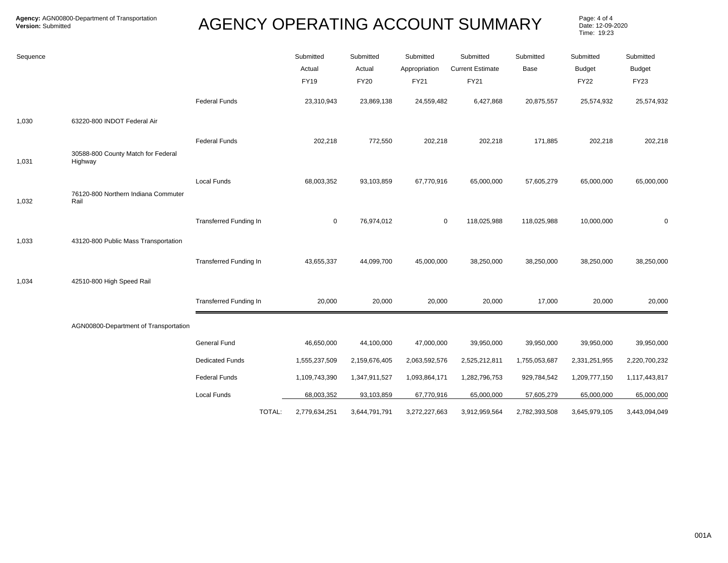**Agency:** AGN00800-Department of Transportation
**Version:** Submitted

# AGENCY OPERATING ACCOUNT SUMMARY

Date: 12-09-2020
Time: 19:23

| Sequence | | | Submitted Actual FY19 | Submitted Actual FY20 | Submitted Appropriation FY21 | Submitted Current Estimate FY21 | Submitted Base | Submitted Budget FY22 | Submitted Budget FY23 |
|---|---|---|---|---|---|---|---|---|---|
| | | Federal Funds | 23,310,943 | 23,869,138 | 24,559,482 | 6,427,868 | 20,875,557 | 25,574,932 | 25,574,932 |
| 1,030 | 63220-800 INDOT Federal Air | | | | | | | | |
| | | Federal Funds | 202,218 | 772,550 | 202,218 | 202,218 | 171,885 | 202,218 | 202,218 |
| 1,031 | 30588-800 County Match for Federal Highway | | | | | | | | |
| | | Local Funds | 68,003,352 | 93,103,859 | 67,770,916 | 65,000,000 | 57,605,279 | 65,000,000 | 65,000,000 |
| 1,032 | 76120-800 Northern Indiana Commuter Rail | | | | | | | | |
| | | Transferred Funding In | 0 | 76,974,012 | 0 | 118,025,988 | 118,025,988 | 10,000,000 | 0 |
| 1,033 | 43120-800 Public Mass Transportation | | | | | | | | |
| | | Transferred Funding In | 43,655,337 | 44,099,700 | 45,000,000 | 38,250,000 | 38,250,000 | 38,250,000 | 38,250,000 |
| 1,034 | 42510-800 High Speed Rail | | | | | | | | |
| | | Transferred Funding In | 20,000 | 20,000 | 20,000 | 20,000 | 17,000 | 20,000 | 20,000 |
| | AGN00800-Department of Transportation | | | | | | | | |
| | | General Fund | 46,650,000 | 44,100,000 | 47,000,000 | 39,950,000 | 39,950,000 | 39,950,000 | 39,950,000 |
| | | Dedicated Funds | 1,555,237,509 | 2,159,676,405 | 2,063,592,576 | 2,525,212,811 | 1,755,053,687 | 2,331,251,955 | 2,220,700,232 |
| | | Federal Funds | 1,109,743,390 | 1,347,911,527 | 1,093,864,171 | 1,282,796,753 | 929,784,542 | 1,209,777,150 | 1,117,443,817 |
| | | Local Funds | 68,003,352 | 93,103,859 | 67,770,916 | 65,000,000 | 57,605,279 | 65,000,000 | 65,000,000 |
| | | TOTAL: | 2,779,634,251 | 3,644,791,791 | 3,272,227,663 | 3,912,959,564 | 2,782,393,508 | 3,645,979,105 | 3,443,094,049 |

001A